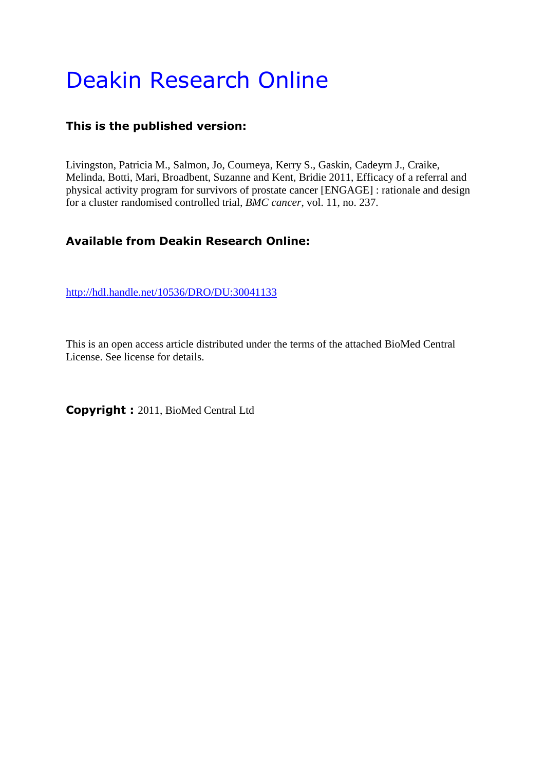# Deakin Research Online

**This is the published version:**

Livingston, Patricia M., Salmon, Jo, Courneya, Kerry S., Gaskin, Cadeyrn J., Craike, Melinda, Botti, Mari, Broadbent, Suzanne and Kent, Bridie 2011, Efficacy of a referral and physical activity program for survivors of prostate cancer [ENGAGE] : rationale and design for a cluster randomised controlled trial, *BMC cancer*, vol. 11, no. 237.

**Available from Deakin Research Online:**

http://hdl.handle.net/10536/DRO/DU:30041133

This is an open access article distributed under the terms of the attached BioMed Central License. See license for details.

**Copyright :** 2011, BioMed Central Ltd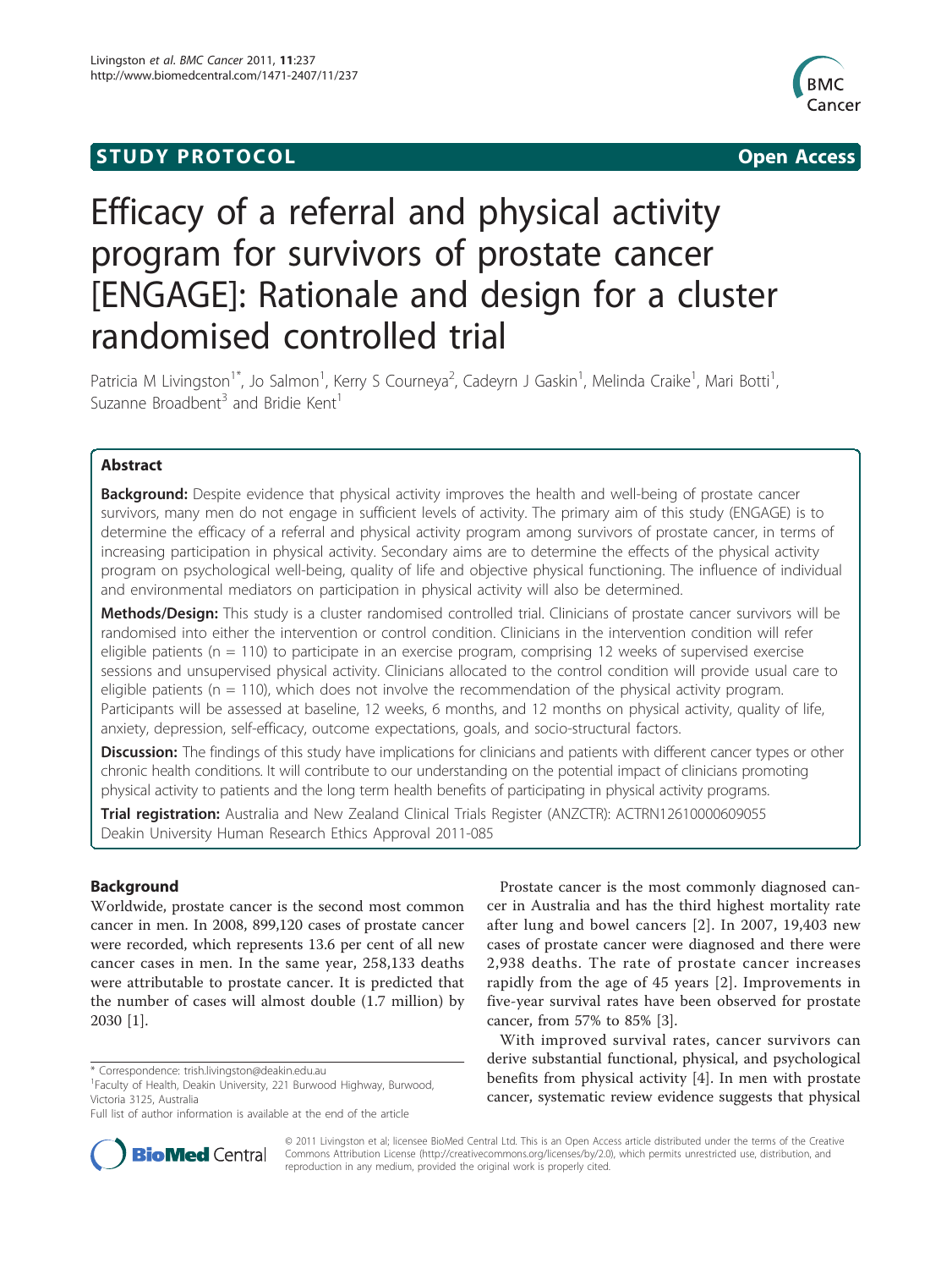# Efficacy of a referral and physical activity program for survivors of prostate cancer [ENGAGE]: Rationale and design for a cluster randomised controlled trial

Patricia M Livingston[1*], Jo Salmon[1], Kerry S Courneya[2], Cadeyrn J Gaskin[1], Melinda Craike[1], Mari Botti[1], Suzanne Broadbent[3] and Bridie Kent[1]

## Abstract

**Background:** Despite evidence that physical activity improves the health and well-being of prostate cancer survivors, many men do not engage in sufficient levels of activity. The primary aim of this study (ENGAGE) is to determine the efficacy of a referral and physical activity program among survivors of prostate cancer, in terms of increasing participation in physical activity. Secondary aims are to determine the effects of the physical activity program on psychological well-being, quality of life and objective physical functioning. The influence of individual and environmental mediators on participation in physical activity will also be determined.

**Methods/Design:** This study is a cluster randomised controlled trial. Clinicians of prostate cancer survivors will be randomised into either the intervention or control condition. Clinicians in the intervention condition will refer eligible patients (n = 110) to participate in an exercise program, comprising 12 weeks of supervised exercise sessions and unsupervised physical activity. Clinicians allocated to the control condition will provide usual care to eligible patients (n = 110), which does not involve the recommendation of the physical activity program. Participants will be assessed at baseline, 12 weeks, 6 months, and 12 months on physical activity, quality of life, anxiety, depression, self-efficacy, outcome expectations, goals, and socio-structural factors.

**Discussion:** The findings of this study have implications for clinicians and patients with different cancer types or other chronic health conditions. It will contribute to our understanding on the potential impact of clinicians promoting physical activity to patients and the long term health benefits of participating in physical activity programs.

**Trial registration:** Australia and New Zealand Clinical Trials Register (ANZCTR): ACTRN12610000609055
Deakin University Human Research Ethics Approval 2011-085

## Background

Worldwide, prostate cancer is the second most common cancer in men. In 2008, 899,120 cases of prostate cancer were recorded, which represents 13.6 per cent of all new cancer cases in men. In the same year, 258,133 deaths were attributable to prostate cancer. It is predicted that the number of cases will almost double (1.7 million) by 2030 [1].

Prostate cancer is the most commonly diagnosed cancer in Australia and has the third highest mortality rate after lung and bowel cancers [2]. In 2007, 19,403 new cases of prostate cancer were diagnosed and there were 2,938 deaths. The rate of prostate cancer increases rapidly from the age of 45 years [2]. Improvements in five-year survival rates have been observed for prostate cancer, from 57% to 85% [3].

With improved survival rates, cancer survivors can derive substantial functional, physical, and psychological benefits from physical activity [4]. In men with prostate cancer, systematic review evidence suggests that physical

\* Correspondence: trish.livingston@deakin.edu.au
[1]Faculty of Health, Deakin University, 221 Burwood Highway, Burwood, Victoria 3125, Australia
Full list of author information is available at the end of the article

© 2011 Livingston et al; licensee BioMed Central Ltd. This is an Open Access article distributed under the terms of the Creative Commons Attribution License (http://creativecommons.org/licenses/by/2.0), which permits unrestricted use, distribution, and reproduction in any medium, provided the original work is properly cited.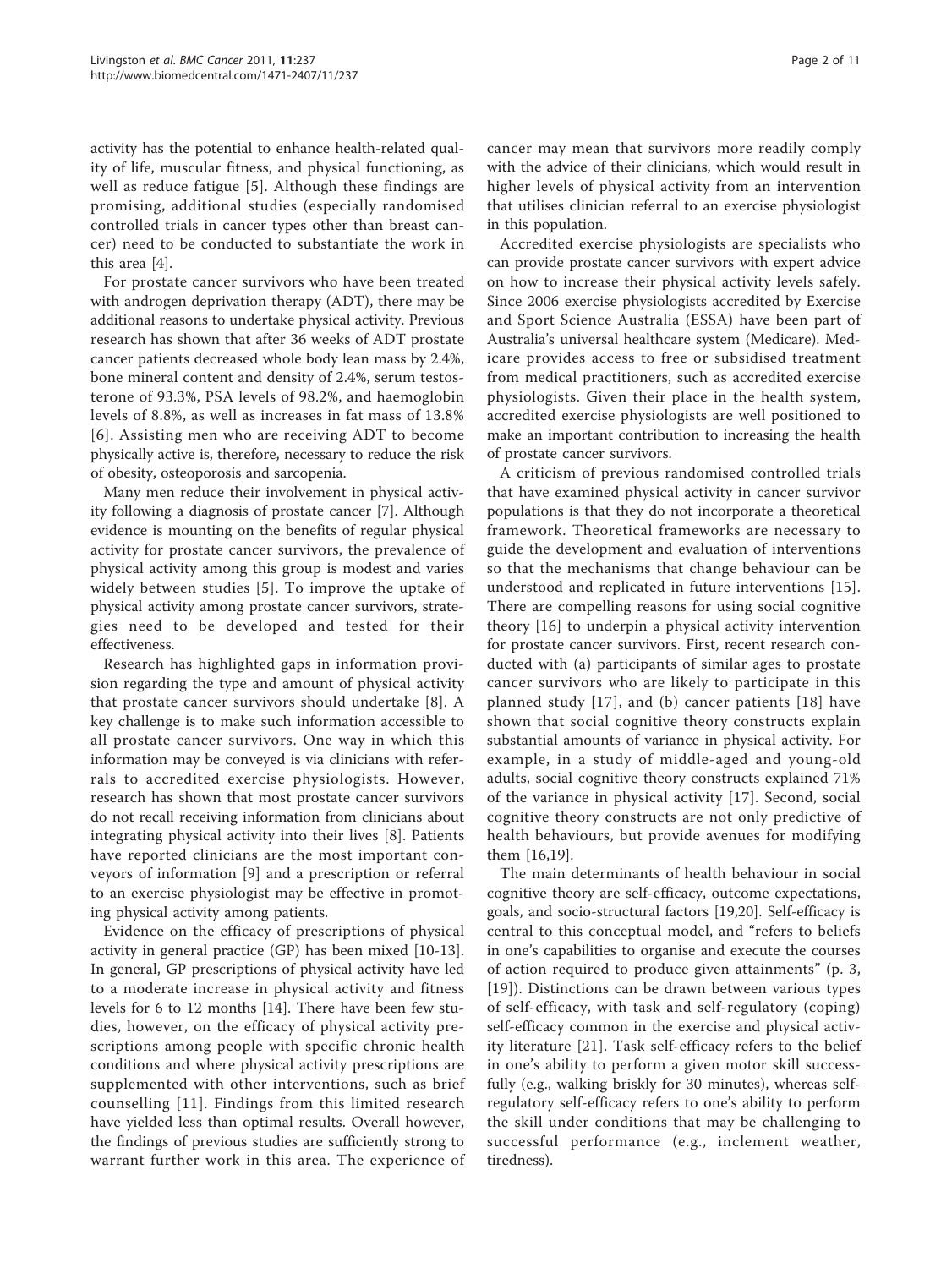activity has the potential to enhance health-related quality of life, muscular fitness, and physical functioning, as well as reduce fatigue [5]. Although these findings are promising, additional studies (especially randomised controlled trials in cancer types other than breast cancer) need to be conducted to substantiate the work in this area [4].

For prostate cancer survivors who have been treated with androgen deprivation therapy (ADT), there may be additional reasons to undertake physical activity. Previous research has shown that after 36 weeks of ADT prostate cancer patients decreased whole body lean mass by 2.4%, bone mineral content and density of 2.4%, serum testosterone of 93.3%, PSA levels of 98.2%, and haemoglobin levels of 8.8%, as well as increases in fat mass of 13.8% [6]. Assisting men who are receiving ADT to become physically active is, therefore, necessary to reduce the risk of obesity, osteoporosis and sarcopenia.

Many men reduce their involvement in physical activity following a diagnosis of prostate cancer [7]. Although evidence is mounting on the benefits of regular physical activity for prostate cancer survivors, the prevalence of physical activity among this group is modest and varies widely between studies [5]. To improve the uptake of physical activity among prostate cancer survivors, strategies need to be developed and tested for their effectiveness.

Research has highlighted gaps in information provision regarding the type and amount of physical activity that prostate cancer survivors should undertake [8]. A key challenge is to make such information accessible to all prostate cancer survivors. One way in which this information may be conveyed is via clinicians with referrals to accredited exercise physiologists. However, research has shown that most prostate cancer survivors do not recall receiving information from clinicians about integrating physical activity into their lives [8]. Patients have reported clinicians are the most important conveyors of information [9] and a prescription or referral to an exercise physiologist may be effective in promoting physical activity among patients.

Evidence on the efficacy of prescriptions of physical activity in general practice (GP) has been mixed [10-13]. In general, GP prescriptions of physical activity have led to a moderate increase in physical activity and fitness levels for 6 to 12 months [14]. There have been few studies, however, on the efficacy of physical activity prescriptions among people with specific chronic health conditions and where physical activity prescriptions are supplemented with other interventions, such as brief counselling [11]. Findings from this limited research have yielded less than optimal results. Overall however, the findings of previous studies are sufficiently strong to warrant further work in this area. The experience of cancer may mean that survivors more readily comply with the advice of their clinicians, which would result in higher levels of physical activity from an intervention that utilises clinician referral to an exercise physiologist in this population.

Accredited exercise physiologists are specialists who can provide prostate cancer survivors with expert advice on how to increase their physical activity levels safely. Since 2006 exercise physiologists accredited by Exercise and Sport Science Australia (ESSA) have been part of Australia's universal healthcare system (Medicare). Medicare provides access to free or subsidised treatment from medical practitioners, such as accredited exercise physiologists. Given their place in the health system, accredited exercise physiologists are well positioned to make an important contribution to increasing the health of prostate cancer survivors.

A criticism of previous randomised controlled trials that have examined physical activity in cancer survivor populations is that they do not incorporate a theoretical framework. Theoretical frameworks are necessary to guide the development and evaluation of interventions so that the mechanisms that change behaviour can be understood and replicated in future interventions [15]. There are compelling reasons for using social cognitive theory [16] to underpin a physical activity intervention for prostate cancer survivors. First, recent research conducted with (a) participants of similar ages to prostate cancer survivors who are likely to participate in this planned study [17], and (b) cancer patients [18] have shown that social cognitive theory constructs explain substantial amounts of variance in physical activity. For example, in a study of middle-aged and young-old adults, social cognitive theory constructs explained 71% of the variance in physical activity [17]. Second, social cognitive theory constructs are not only predictive of health behaviours, but provide avenues for modifying them [16,19].

The main determinants of health behaviour in social cognitive theory are self-efficacy, outcome expectations, goals, and socio-structural factors [19,20]. Self-efficacy is central to this conceptual model, and "refers to beliefs in one's capabilities to organise and execute the courses of action required to produce given attainments" (p. 3, [19]). Distinctions can be drawn between various types of self-efficacy, with task and self-regulatory (coping) self-efficacy common in the exercise and physical activity literature [21]. Task self-efficacy refers to the belief in one's ability to perform a given motor skill successfully (e.g., walking briskly for 30 minutes), whereas self-regulatory self-efficacy refers to one's ability to perform the skill under conditions that may be challenging to successful performance (e.g., inclement weather, tiredness).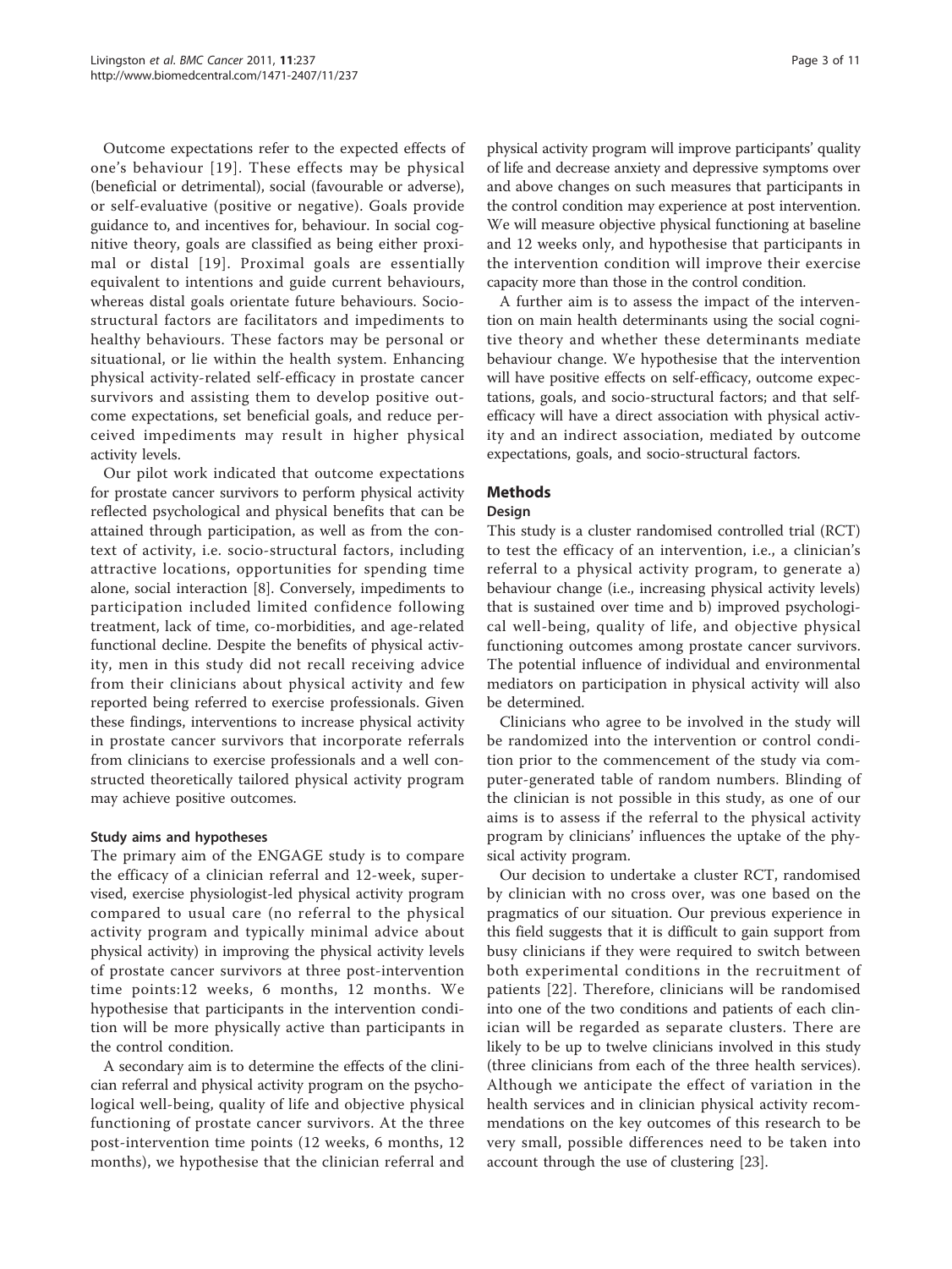Outcome expectations refer to the expected effects of one's behaviour [19]. These effects may be physical (beneficial or detrimental), social (favourable or adverse), or self-evaluative (positive or negative). Goals provide guidance to, and incentives for, behaviour. In social cognitive theory, goals are classified as being either proximal or distal [19]. Proximal goals are essentially equivalent to intentions and guide current behaviours, whereas distal goals orientate future behaviours. Socio-structural factors are facilitators and impediments to healthy behaviours. These factors may be personal or situational, or lie within the health system. Enhancing physical activity-related self-efficacy in prostate cancer survivors and assisting them to develop positive outcome expectations, set beneficial goals, and reduce perceived impediments may result in higher physical activity levels.

Our pilot work indicated that outcome expectations for prostate cancer survivors to perform physical activity reflected psychological and physical benefits that can be attained through participation, as well as from the context of activity, i.e. socio-structural factors, including attractive locations, opportunities for spending time alone, social interaction [8]. Conversely, impediments to participation included limited confidence following treatment, lack of time, co-morbidities, and age-related functional decline. Despite the benefits of physical activity, men in this study did not recall receiving advice from their clinicians about physical activity and few reported being referred to exercise professionals. Given these findings, interventions to increase physical activity in prostate cancer survivors that incorporate referrals from clinicians to exercise professionals and a well constructed theoretically tailored physical activity program may achieve positive outcomes.

### Study aims and hypotheses

The primary aim of the ENGAGE study is to compare the efficacy of a clinician referral and 12-week, supervised, exercise physiologist-led physical activity program compared to usual care (no referral to the physical activity program and typically minimal advice about physical activity) in improving the physical activity levels of prostate cancer survivors at three post-intervention time points:12 weeks, 6 months, 12 months. We hypothesise that participants in the intervention condition will be more physically active than participants in the control condition.

A secondary aim is to determine the effects of the clinician referral and physical activity program on the psychological well-being, quality of life and objective physical functioning of prostate cancer survivors. At the three post-intervention time points (12 weeks, 6 months, 12 months), we hypothesise that the clinician referral and physical activity program will improve participants' quality of life and decrease anxiety and depressive symptoms over and above changes on such measures that participants in the control condition may experience at post intervention. We will measure objective physical functioning at baseline and 12 weeks only, and hypothesise that participants in the intervention condition will improve their exercise capacity more than those in the control condition.

A further aim is to assess the impact of the intervention on main health determinants using the social cognitive theory and whether these determinants mediate behaviour change. We hypothesise that the intervention will have positive effects on self-efficacy, outcome expectations, goals, and socio-structural factors; and that self-efficacy will have a direct association with physical activity and an indirect association, mediated by outcome expectations, goals, and socio-structural factors.

## Methods

### Design

This study is a cluster randomised controlled trial (RCT) to test the efficacy of an intervention, i.e., a clinician's referral to a physical activity program, to generate a) behaviour change (i.e., increasing physical activity levels) that is sustained over time and b) improved psychological well-being, quality of life, and objective physical functioning outcomes among prostate cancer survivors. The potential influence of individual and environmental mediators on participation in physical activity will also be determined.

Clinicians who agree to be involved in the study will be randomized into the intervention or control condition prior to the commencement of the study via computer-generated table of random numbers. Blinding of the clinician is not possible in this study, as one of our aims is to assess if the referral to the physical activity program by clinicians' influences the uptake of the physical activity program.

Our decision to undertake a cluster RCT, randomised by clinician with no cross over, was one based on the pragmatics of our situation. Our previous experience in this field suggests that it is difficult to gain support from busy clinicians if they were required to switch between both experimental conditions in the recruitment of patients [22]. Therefore, clinicians will be randomised into one of the two conditions and patients of each clinician will be regarded as separate clusters. There are likely to be up to twelve clinicians involved in this study (three clinicians from each of the three health services). Although we anticipate the effect of variation in the health services and in clinician physical activity recommendations on the key outcomes of this research to be very small, possible differences need to be taken into account through the use of clustering [23].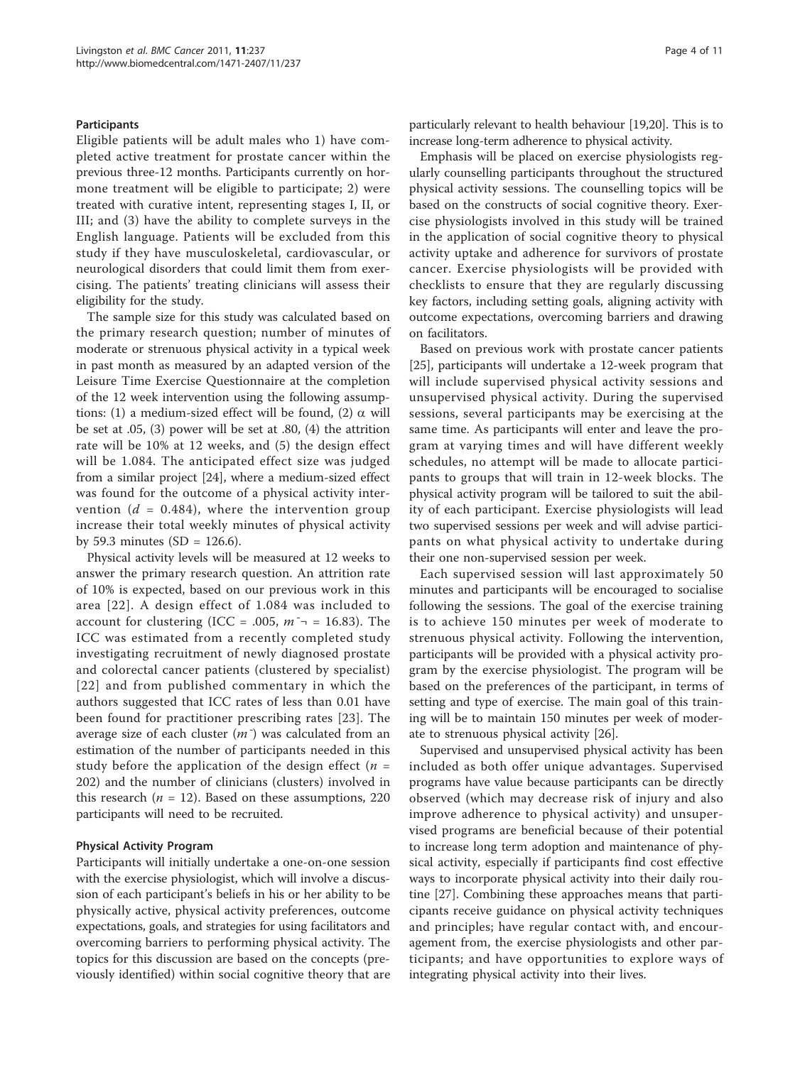### Participants

Eligible patients will be adult males who 1) have completed active treatment for prostate cancer within the previous three-12 months. Participants currently on hormone treatment will be eligible to participate; 2) were treated with curative intent, representing stages I, II, or III; and (3) have the ability to complete surveys in the English language. Patients will be excluded from this study if they have musculoskeletal, cardiovascular, or neurological disorders that could limit them from exercising. The patients' treating clinicians will assess their eligibility for the study.

The sample size for this study was calculated based on the primary research question; number of minutes of moderate or strenuous physical activity in a typical week in past month as measured by an adapted version of the Leisure Time Exercise Questionnaire at the completion of the 12 week intervention using the following assumptions: (1) a medium-sized effect will be found, (2) $\alpha$ will be set at .05, (3) power will be set at .80, (4) the attrition rate will be 10% at 12 weeks, and (5) the design effect will be 1.084. The anticipated effect size was judged from a similar project [24], where a medium-sized effect was found for the outcome of a physical activity intervention ($d$ = 0.484), where the intervention group increase their total weekly minutes of physical activity by 59.3 minutes (SD = 126.6).

Physical activity levels will be measured at 12 weeks to answer the primary research question. An attrition rate of 10% is expected, based on our previous work in this area [22]. A design effect of 1.084 was included to account for clustering (ICC = .005, $\bar{m}$ = 16.83). The ICC was estimated from a recently completed study investigating recruitment of newly diagnosed prostate and colorectal cancer patients (clustered by specialist) [22] and from published commentary in which the authors suggested that ICC rates of less than 0.01 have been found for practitioner prescribing rates [23]. The average size of each cluster ($\bar{m}$) was calculated from an estimation of the number of participants needed in this study before the application of the design effect ($n$ = 202) and the number of clinicians (clusters) involved in this research ($n$ = 12). Based on these assumptions, 220 participants will need to be recruited.

### Physical Activity Program

Participants will initially undertake a one-on-one session with the exercise physiologist, which will involve a discussion of each participant's beliefs in his or her ability to be physically active, physical activity preferences, outcome expectations, goals, and strategies for using facilitators and overcoming barriers to performing physical activity. The topics for this discussion are based on the concepts (previously identified) within social cognitive theory that are particularly relevant to health behaviour [19,20]. This is to increase long-term adherence to physical activity.

Emphasis will be placed on exercise physiologists regularly counselling participants throughout the structured physical activity sessions. The counselling topics will be based on the constructs of social cognitive theory. Exercise physiologists involved in this study will be trained in the application of social cognitive theory to physical activity uptake and adherence for survivors of prostate cancer. Exercise physiologists will be provided with checklists to ensure that they are regularly discussing key factors, including setting goals, aligning activity with outcome expectations, overcoming barriers and drawing on facilitators.

Based on previous work with prostate cancer patients [25], participants will undertake a 12-week program that will include supervised physical activity sessions and unsupervised physical activity. During the supervised sessions, several participants may be exercising at the same time. As participants will enter and leave the program at varying times and will have different weekly schedules, no attempt will be made to allocate participants to groups that will train in 12-week blocks. The physical activity program will be tailored to suit the ability of each participant. Exercise physiologists will lead two supervised sessions per week and will advise participants on what physical activity to undertake during their one non-supervised session per week.

Each supervised session will last approximately 50 minutes and participants will be encouraged to socialise following the sessions. The goal of the exercise training is to achieve 150 minutes per week of moderate to strenuous physical activity. Following the intervention, participants will be provided with a physical activity program by the exercise physiologist. The program will be based on the preferences of the participant, in terms of setting and type of exercise. The main goal of this training will be to maintain 150 minutes per week of moderate to strenuous physical activity [26].

Supervised and unsupervised physical activity has been included as both offer unique advantages. Supervised programs have value because participants can be directly observed (which may decrease risk of injury and also improve adherence to physical activity) and unsupervised programs are beneficial because of their potential to increase long term adoption and maintenance of physical activity, especially if participants find cost effective ways to incorporate physical activity into their daily routine [27]. Combining these approaches means that participants receive guidance on physical activity techniques and principles; have regular contact with, and encouragement from, the exercise physiologists and other participants; and have opportunities to explore ways of integrating physical activity into their lives.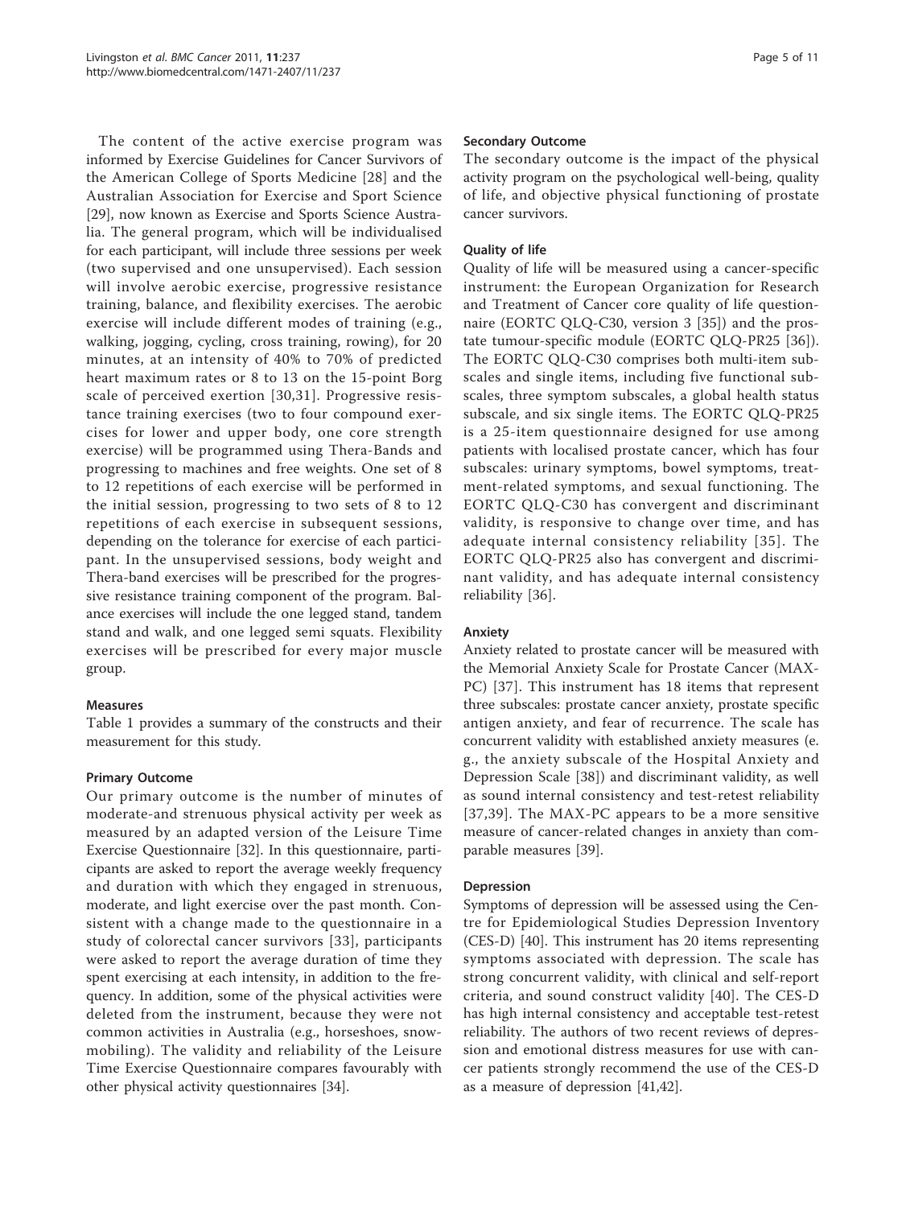The content of the active exercise program was informed by Exercise Guidelines for Cancer Survivors of the American College of Sports Medicine [28] and the Australian Association for Exercise and Sport Science [29], now known as Exercise and Sports Science Australia. The general program, which will be individualised for each participant, will include three sessions per week (two supervised and one unsupervised). Each session will involve aerobic exercise, progressive resistance training, balance, and flexibility exercises. The aerobic exercise will include different modes of training (e.g., walking, jogging, cycling, cross training, rowing), for 20 minutes, at an intensity of 40% to 70% of predicted heart maximum rates or 8 to 13 on the 15-point Borg scale of perceived exertion [30,31]. Progressive resistance training exercises (two to four compound exercises for lower and upper body, one core strength exercise) will be programmed using Thera-Bands and progressing to machines and free weights. One set of 8 to 12 repetitions of each exercise will be performed in the initial session, progressing to two sets of 8 to 12 repetitions of each exercise in subsequent sessions, depending on the tolerance for exercise of each participant. In the unsupervised sessions, body weight and Thera-band exercises will be prescribed for the progressive resistance training component of the program. Balance exercises will include the one legged stand, tandem stand and walk, and one legged semi squats. Flexibility exercises will be prescribed for every major muscle group.

### Measures

Table 1 provides a summary of the constructs and their measurement for this study.

#### Primary Outcome

Our primary outcome is the number of minutes of moderate-and strenuous physical activity per week as measured by an adapted version of the Leisure Time Exercise Questionnaire [32]. In this questionnaire, participants are asked to report the average weekly frequency and duration with which they engaged in strenuous, moderate, and light exercise over the past month. Consistent with a change made to the questionnaire in a study of colorectal cancer survivors [33], participants were asked to report the average duration of time they spent exercising at each intensity, in addition to the frequency. In addition, some of the physical activities were deleted from the instrument, because they were not common activities in Australia (e.g., horseshoes, snowmobiling). The validity and reliability of the Leisure Time Exercise Questionnaire compares favourably with other physical activity questionnaires [34].

#### Secondary Outcome

The secondary outcome is the impact of the physical activity program on the psychological well-being, quality of life, and objective physical functioning of prostate cancer survivors.

#### Quality of life

Quality of life will be measured using a cancer-specific instrument: the European Organization for Research and Treatment of Cancer core quality of life questionnaire (EORTC QLQ-C30, version 3 [35]) and the prostate tumour-specific module (EORTC QLQ-PR25 [36]). The EORTC QLQ-C30 comprises both multi-item subscales and single items, including five functional subscales, three symptom subscales, a global health status subscale, and six single items. The EORTC QLQ-PR25 is a 25-item questionnaire designed for use among patients with localised prostate cancer, which has four subscales: urinary symptoms, bowel symptoms, treatment-related symptoms, and sexual functioning. The EORTC QLQ-C30 has convergent and discriminant validity, is responsive to change over time, and has adequate internal consistency reliability [35]. The EORTC QLQ-PR25 also has convergent and discriminant validity, and has adequate internal consistency reliability [36].

#### Anxiety

Anxiety related to prostate cancer will be measured with the Memorial Anxiety Scale for Prostate Cancer (MAX-PC) [37]. This instrument has 18 items that represent three subscales: prostate cancer anxiety, prostate specific antigen anxiety, and fear of recurrence. The scale has concurrent validity with established anxiety measures (e.g., the anxiety subscale of the Hospital Anxiety and Depression Scale [38]) and discriminant validity, as well as sound internal consistency and test-retest reliability [37,39]. The MAX-PC appears to be a more sensitive measure of cancer-related changes in anxiety than comparable measures [39].

#### Depression

Symptoms of depression will be assessed using the Centre for Epidemiological Studies Depression Inventory (CES-D) [40]. This instrument has 20 items representing symptoms associated with depression. The scale has strong concurrent validity, with clinical and self-report criteria, and sound construct validity [40]. The CES-D has high internal consistency and acceptable test-retest reliability. The authors of two recent reviews of depression and emotional distress measures for use with cancer patients strongly recommend the use of the CES-D as a measure of depression [41,42].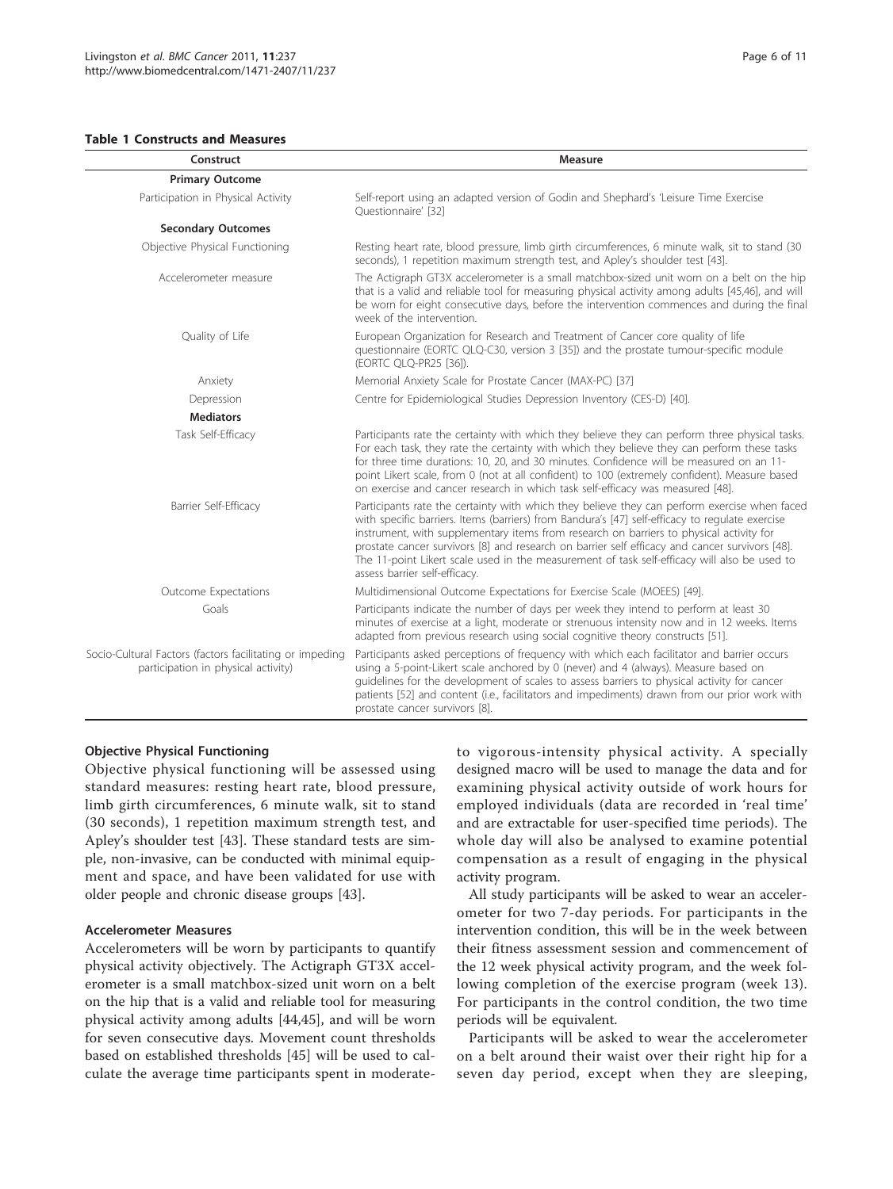**Table 1 Constructs and Measures**

| Construct | Measure |
|---|---|
| **Primary Outcome** | |
| Participation in Physical Activity | Self-report using an adapted version of Godin and Shephard's 'Leisure Time Exercise Questionnaire' [32] |
| **Secondary Outcomes** | |
| Objective Physical Functioning | Resting heart rate, blood pressure, limb girth circumferences, 6 minute walk, sit to stand (30 seconds), 1 repetition maximum strength test, and Apley's shoulder test [43]. |
| Accelerometer measure | The Actigraph GT3X accelerometer is a small matchbox-sized unit worn on a belt on the hip that is a valid and reliable tool for measuring physical activity among adults [45,46], and will be worn for eight consecutive days, before the intervention commences and during the final week of the intervention. |
| Quality of Life | European Organization for Research and Treatment of Cancer core quality of life questionnaire (EORTC QLQ-C30, version 3 [35]) and the prostate tumour-specific module (EORTC QLQ-PR25 [36]). |
| Anxiety | Memorial Anxiety Scale for Prostate Cancer (MAX-PC) [37] |
| Depression | Centre for Epidemiological Studies Depression Inventory (CES-D) [40]. |
| **Mediators** | |
| Task Self-Efficacy | Participants rate the certainty with which they believe they can perform three physical tasks. For each task, they rate the certainty with which they believe they can perform these tasks for three time durations: 10, 20, and 30 minutes. Confidence will be measured on an 11-point Likert scale, from 0 (not at all confident) to 100 (extremely confident). Measure based on exercise and cancer research in which task self-efficacy was measured [48]. |
| Barrier Self-Efficacy | Participants rate the certainty with which they believe they can perform exercise when faced with specific barriers. Items (barriers) from Bandura's [47] self-efficacy to regulate exercise instrument, with supplementary items from research on barriers to physical activity for prostate cancer survivors [8] and research on barrier self efficacy and cancer survivors [48]. The 11-point Likert scale used in the measurement of task self-efficacy will also be used to assess barrier self-efficacy. |
| Outcome Expectations | Multidimensional Outcome Expectations for Exercise Scale (MOEES) [49]. |
| Goals | Participants indicate the number of days per week they intend to perform at least 30 minutes of exercise at a light, moderate or strenuous intensity now and in 12 weeks. Items adapted from previous research using social cognitive theory constructs [51]. |
| Socio-Cultural Factors (factors facilitating or impeding participation in physical activity) | Participants asked perceptions of frequency with which each facilitator and barrier occurs using a 5-point-Likert scale anchored by 0 (never) and 4 (always). Measure based on guidelines for the development of scales to assess barriers to physical activity for cancer patients [52] and content (i.e., facilitators and impediments) drawn from our prior work with prostate cancer survivors [8]. |

#### Objective Physical Functioning

Objective physical functioning will be assessed using standard measures: resting heart rate, blood pressure, limb girth circumferences, 6 minute walk, sit to stand (30 seconds), 1 repetition maximum strength test, and Apley's shoulder test [43]. These standard tests are simple, non-invasive, can be conducted with minimal equipment and space, and have been validated for use with older people and chronic disease groups [43].

#### Accelerometer Measures

Accelerometers will be worn by participants to quantify physical activity objectively. The Actigraph GT3X accelerometer is a small matchbox-sized unit worn on a belt on the hip that is a valid and reliable tool for measuring physical activity among adults [44,45], and will be worn for seven consecutive days. Movement count thresholds based on established thresholds [45] will be used to calculate the average time participants spent in moderate-to vigorous-intensity physical activity. A specially designed macro will be used to manage the data and for examining physical activity outside of work hours for employed individuals (data are recorded in 'real time' and are extractable for user-specified time periods). The whole day will also be analysed to examine potential compensation as a result of engaging in the physical activity program.

All study participants will be asked to wear an accelerometer for two 7-day periods. For participants in the intervention condition, this will be in the week between their fitness assessment session and commencement of the 12 week physical activity program, and the week following completion of the exercise program (week 13). For participants in the control condition, the two time periods will be equivalent.

Participants will be asked to wear the accelerometer on a belt around their waist over their right hip for a seven day period, except when they are sleeping,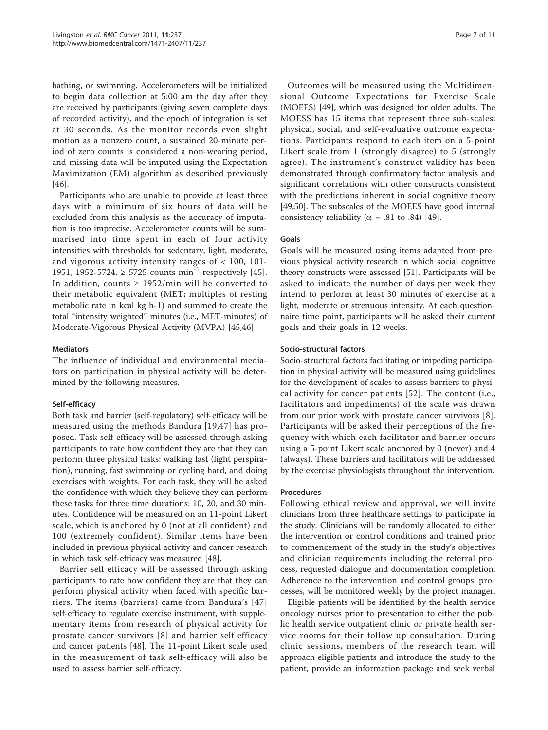bathing, or swimming. Accelerometers will be initialized to begin data collection at 5:00 am the day after they are received by participants (giving seven complete days of recorded activity), and the epoch of integration is set at 30 seconds. As the monitor records even slight motion as a nonzero count, a sustained 20-minute period of zero counts is considered a non-wearing period, and missing data will be imputed using the Expectation Maximization (EM) algorithm as described previously [46].

Participants who are unable to provide at least three days with a minimum of six hours of data will be excluded from this analysis as the accuracy of imputation is too imprecise. Accelerometer counts will be summarised into time spent in each of four activity intensities with thresholds for sedentary, light, moderate, and vigorous activity intensity ranges of < 100, 101-1951, 1952-5724, ≥ 5725 counts $min^{-1}$ respectively [45]. In addition, counts ≥ 1952/min will be converted to their metabolic equivalent (MET; multiples of resting metabolic rate in kcal kg h-1) and summed to create the total "intensity weighted" minutes (i.e., MET-minutes) of Moderate-Vigorous Physical Activity (MVPA) [45,46]

### Mediators

The influence of individual and environmental mediators on participation in physical activity will be determined by the following measures.

#### Self-efficacy

Both task and barrier (self-regulatory) self-efficacy will be measured using the methods Bandura [19,47] has proposed. Task self-efficacy will be assessed through asking participants to rate how confident they are that they can perform three physical tasks: walking fast (light perspiration), running, fast swimming or cycling hard, and doing exercises with weights. For each task, they will be asked the confidence with which they believe they can perform these tasks for three time durations: 10, 20, and 30 minutes. Confidence will be measured on an 11-point Likert scale, which is anchored by 0 (not at all confident) and 100 (extremely confident). Similar items have been included in previous physical activity and cancer research in which task self-efficacy was measured [48].

Barrier self efficacy will be assessed through asking participants to rate how confident they are that they can perform physical activity when faced with specific barriers. The items (barriers) came from Bandura's [47] self-efficacy to regulate exercise instrument, with supplementary items from research of physical activity for prostate cancer survivors [8] and barrier self efficacy and cancer patients [48]. The 11-point Likert scale used in the measurement of task self-efficacy will also be used to assess barrier self-efficacy.

Outcomes will be measured using the Multidimensional Outcome Expectations for Exercise Scale (MOEES) [49], which was designed for older adults. The MOESS has 15 items that represent three sub-scales: physical, social, and self-evaluative outcome expectations. Participants respond to each item on a 5-point Likert scale from 1 (strongly disagree) to 5 (strongly agree). The instrument's construct validity has been demonstrated through confirmatory factor analysis and significant correlations with other constructs consistent with the predictions inherent in social cognitive theory [49,50]. The subscales of the MOEES have good internal consistency reliability ($\alpha$ = .81 to .84) [49].

#### Goals

Goals will be measured using items adapted from previous physical activity research in which social cognitive theory constructs were assessed [51]. Participants will be asked to indicate the number of days per week they intend to perform at least 30 minutes of exercise at a light, moderate or strenuous intensity. At each questionnaire time point, participants will be asked their current goals and their goals in 12 weeks.

#### Socio-structural factors

Socio-structural factors facilitating or impeding participation in physical activity will be measured using guidelines for the development of scales to assess barriers to physical activity for cancer patients [52]. The content (i.e., facilitators and impediments) of the scale was drawn from our prior work with prostate cancer survivors [8]. Participants will be asked their perceptions of the frequency with which each facilitator and barrier occurs using a 5-point Likert scale anchored by 0 (never) and 4 (always). These barriers and facilitators will be addressed by the exercise physiologists throughout the intervention.

### Procedures

Following ethical review and approval, we will invite clinicians from three healthcare settings to participate in the study. Clinicians will be randomly allocated to either the intervention or control conditions and trained prior to commencement of the study in the study's objectives and clinician requirements including the referral process, requested dialogue and documentation completion. Adherence to the intervention and control groups' processes, will be monitored weekly by the project manager.

Eligible patients will be identified by the health service oncology nurses prior to presentation to either the public health service outpatient clinic or private health service rooms for their follow up consultation. During clinic sessions, members of the research team will approach eligible patients and introduce the study to the patient, provide an information package and seek verbal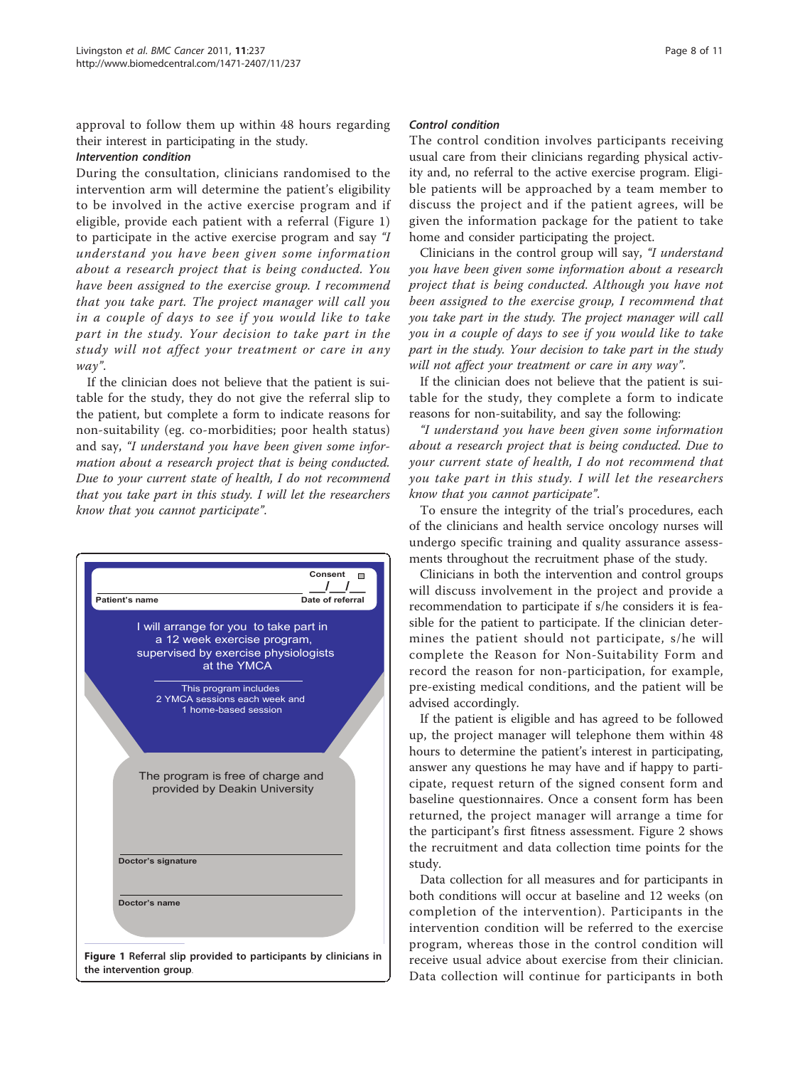approval to follow them up within 48 hours regarding their interest in participating in the study.

#### *Intervention condition*

During the consultation, clinicians randomised to the intervention arm will determine the patient's eligibility to be involved in the active exercise program and if eligible, provide each patient with a referral (Figure 1) to participate in the active exercise program and say *"I understand you have been given some information about a research project that is being conducted. You have been assigned to the exercise group. I recommend that you take part. The project manager will call you in a couple of days to see if you would like to take part in the study. Your decision to take part in the study will not affect your treatment or care in any way"*.

If the clinician does not believe that the patient is suitable for the study, they do not give the referral slip to the patient, but complete a form to indicate reasons for non-suitability (eg. co-morbidities; poor health status) and say, *"I understand you have been given some information about a research project that is being conducted. Due to your current state of health, I do not recommend that you take part in this study. I will let the researchers know that you cannot participate"*.

Patient's name | Consent | Date of referral ___/___/___

I will arrange for you to take part in a 12 week exercise program, supervised by exercise physiologists at the YMCA

This program includes 2 YMCA sessions each week and 1 home-based session

The program is free of charge and provided by Deakin University

Doctor's signature

Doctor's name

**Figure 1 Referral slip provided to participants by clinicians in the intervention group**.

#### *Control condition*

The control condition involves participants receiving usual care from their clinicians regarding physical activity and, no referral to the active exercise program. Eligible patients will be approached by a team member to discuss the project and if the patient agrees, will be given the information package for the patient to take home and consider participating the project.

Clinicians in the control group will say, *"I understand you have been given some information about a research project that is being conducted. Although you have not been assigned to the exercise group, I recommend that you take part in the study. The project manager will call you in a couple of days to see if you would like to take part in the study. Your decision to take part in the study will not affect your treatment or care in any way"*.

If the clinician does not believe that the patient is suitable for the study, they complete a form to indicate reasons for non-suitability, and say the following:

*"I understand you have been given some information about a research project that is being conducted. Due to your current state of health, I do not recommend that you take part in this study. I will let the researchers know that you cannot participate"*.

To ensure the integrity of the trial's procedures, each of the clinicians and health service oncology nurses will undergo specific training and quality assurance assessments throughout the recruitment phase of the study.

Clinicians in both the intervention and control groups will discuss involvement in the project and provide a recommendation to participate if s/he considers it is feasible for the patient to participate. If the clinician determines the patient should not participate, s/he will complete the Reason for Non-Suitability Form and record the reason for non-participation, for example, pre-existing medical conditions, and the patient will be advised accordingly.

If the patient is eligible and has agreed to be followed up, the project manager will telephone them within 48 hours to determine the patient's interest in participating, answer any questions he may have and if happy to participate, request return of the signed consent form and baseline questionnaires. Once a consent form has been returned, the project manager will arrange a time for the participant's first fitness assessment. Figure 2 shows the recruitment and data collection time points for the study.

Data collection for all measures and for participants in both conditions will occur at baseline and 12 weeks (on completion of the intervention). Participants in the intervention condition will be referred to the exercise program, whereas those in the control condition will receive usual advice about exercise from their clinician. Data collection will continue for participants in both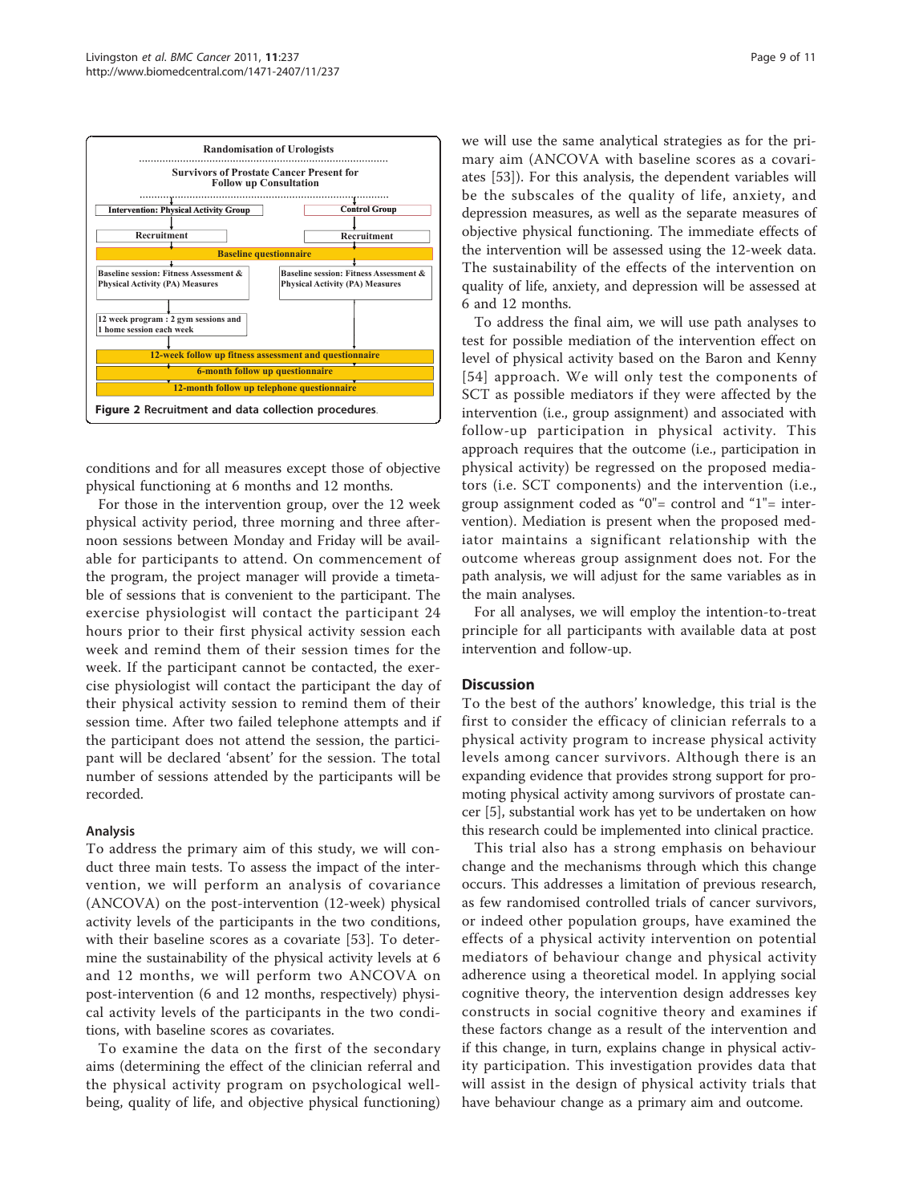Randomisation of Urologists

Survivors of Prostate Cancer Present for Follow up Consultation

| Intervention: Physical Activity Group | Control Group |
| --- | --- |
| Recruitment | Recruitment |
| Baseline questionnaire | |
| Baseline session: Fitness Assessment & Physical Activity (PA) Measures | Baseline session: Fitness Assessment & Physical Activity (PA) Measures |
| 12 week program : 2 gym sessions and 1 home session each week | |
| 12-week follow up fitness assessment and questionnaire | |
| 6-month follow up questionnaire | |
| 12-month follow up telephone questionnaire | |

**Figure 2** Recruitment and data collection procedures.

conditions and for all measures except those of objective physical functioning at 6 months and 12 months.

For those in the intervention group, over the 12 week physical activity period, three morning and three afternoon sessions between Monday and Friday will be available for participants to attend. On commencement of the program, the project manager will provide a timetable of sessions that is convenient to the participant. The exercise physiologist will contact the participant 24 hours prior to their first physical activity session each week and remind them of their session times for the week. If the participant cannot be contacted, the exercise physiologist will contact the participant the day of their physical activity session to remind them of their session time. After two failed telephone attempts and if the participant does not attend the session, the participant will be declared 'absent' for the session. The total number of sessions attended by the participants will be recorded.

### Analysis

To address the primary aim of this study, we will conduct three main tests. To assess the impact of the intervention, we will perform an analysis of covariance (ANCOVA) on the post-intervention (12-week) physical activity levels of the participants in the two conditions, with their baseline scores as a covariate [53]. To determine the sustainability of the physical activity levels at 6 and 12 months, we will perform two ANCOVA on post-intervention (6 and 12 months, respectively) physical activity levels of the participants in the two conditions, with baseline scores as covariates.

To examine the data on the first of the secondary aims (determining the effect of the clinician referral and the physical activity program on psychological wellbeing, quality of life, and objective physical functioning) we will use the same analytical strategies as for the primary aim (ANCOVA with baseline scores as a covariates [53]). For this analysis, the dependent variables will be the subscales of the quality of life, anxiety, and depression measures, as well as the separate measures of objective physical functioning. The immediate effects of the intervention will be assessed using the 12-week data. The sustainability of the effects of the intervention on quality of life, anxiety, and depression will be assessed at 6 and 12 months.

To address the final aim, we will use path analyses to test for possible mediation of the intervention effect on level of physical activity based on the Baron and Kenny [54] approach. We will only test the components of SCT as possible mediators if they were affected by the intervention (i.e., group assignment) and associated with follow-up participation in physical activity. This approach requires that the outcome (i.e., participation in physical activity) be regressed on the proposed mediators (i.e. SCT components) and the intervention (i.e., group assignment coded as "0"= control and "1"= intervention). Mediation is present when the proposed mediator maintains a significant relationship with the outcome whereas group assignment does not. For the path analysis, we will adjust for the same variables as in the main analyses.

For all analyses, we will employ the intention-to-treat principle for all participants with available data at post intervention and follow-up.

## Discussion

To the best of the authors' knowledge, this trial is the first to consider the efficacy of clinician referrals to a physical activity program to increase physical activity levels among cancer survivors. Although there is an expanding evidence that provides strong support for promoting physical activity among survivors of prostate cancer [5], substantial work has yet to be undertaken on how this research could be implemented into clinical practice.

This trial also has a strong emphasis on behaviour change and the mechanisms through which this change occurs. This addresses a limitation of previous research, as few randomised controlled trials of cancer survivors, or indeed other population groups, have examined the effects of a physical activity intervention on potential mediators of behaviour change and physical activity adherence using a theoretical model. In applying social cognitive theory, the intervention design addresses key constructs in social cognitive theory and examines if these factors change as a result of the intervention and if this change, in turn, explains change in physical activity participation. This investigation provides data that will assist in the design of physical activity trials that have behaviour change as a primary aim and outcome.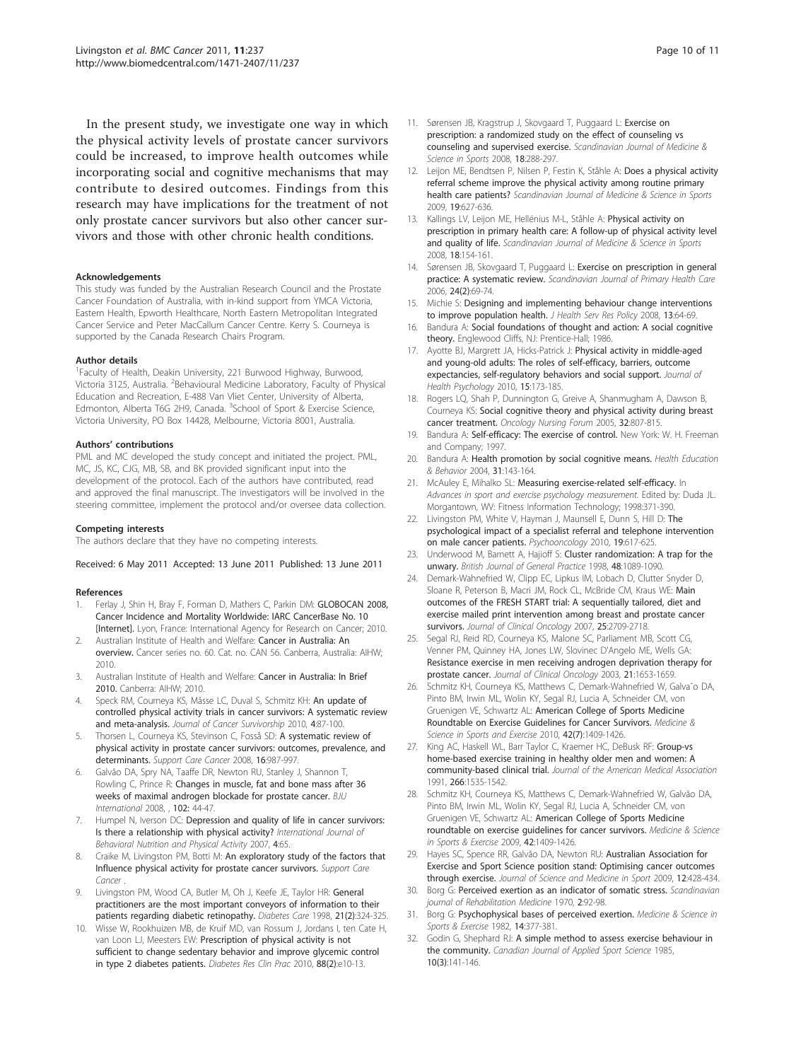In the present study, we investigate one way in which the physical activity levels of prostate cancer survivors could be increased, to improve health outcomes while incorporating social and cognitive mechanisms that may contribute to desired outcomes. Findings from this research may have implications for the treatment of not only prostate cancer survivors but also other cancer survivors and those with other chronic health conditions.

#### Acknowledgements

This study was funded by the Australian Research Council and the Prostate Cancer Foundation of Australia, with in-kind support from YMCA Victoria, Eastern Health, Epworth Healthcare, North Eastern Metropolitan Integrated Cancer Service and Peter MacCallum Cancer Centre. Kerry S. Courneya is supported by the Canada Research Chairs Program.

#### Author details

[1]Faculty of Health, Deakin University, 221 Burwood Highway, Burwood, Victoria 3125, Australia. [2]Behavioural Medicine Laboratory, Faculty of Physical Education and Recreation, E-488 Van Vliet Center, University of Alberta, Edmonton, Alberta T6G 2H9, Canada. [3]School of Sport & Exercise Science, Victoria University, PO Box 14428, Melbourne, Victoria 8001, Australia.

#### Authors' contributions

PML and MC developed the study concept and initiated the project. PML, MC, JS, KC, CJG, MB, SB, and BK provided significant input into the development of the protocol. Each of the authors have contributed, read and approved the final manuscript. The investigators will be involved in the steering committee, implement the protocol and/or oversee data collection.

#### Competing interests

The authors declare that they have no competing interests.

Received: 6 May 2011 Accepted: 13 June 2011 Published: 13 June 2011

#### References

1. Ferlay J, Shin H, Bray F, Forman D, Mathers C, Parkin DM: **GLOBOCAN 2008, Cancer Incidence and Mortality Worldwide: IARC CancerBase No. 10 [Internet].** Lyon, France: International Agency for Research on Cancer; 2010.
2. Australian Institute of Health and Welfare: **Cancer in Australia: An overview.** Cancer series no. 60. Cat. no. CAN 56. Canberra, Australia: AIHW; 2010.
3. Australian Institute of Health and Welfare: **Cancer in Australia: In Brief 2010.** Canberra: AIHW; 2010.
4. Speck RM, Courneya KS, Mâsse LC, Duval S, Schmitz KH: **An update of controlled physical activity trials in cancer survivors: A systematic review and meta-analysis.** *Journal of Cancer Survivorship* 2010, **4**:87-100.
5. Thorsen L, Courneya KS, Stevinson C, Fosså SD: **A systematic review of physical activity in prostate cancer survivors: outcomes, prevalence, and determinants.** *Support Care Cancer* 2008, **16**:987-997.
6. Galvão DA, Spry NA, Taaffe DR, Newton RU, Stanley J, Shannon T, Rowling C, Prince R: **Changes in muscle, fat and bone mass after 36 weeks of maximal androgen blockade for prostate cancer.** *BJU International* 2008, , **102**: 44-47.
7. Humpel N, Iverson DC: **Depression and quality of life in cancer survivors: Is there a relationship with physical activity?** *International Journal of Behavioral Nutrition and Physical Activity* 2007, **4**:65.
8. Craike M, Livingston PM, Botti M: **An exploratory study of the factors that Influence physical activity for prostate cancer survivors.** *Support Care Cancer* .
9. Livingston PM, Wood CA, Butler M, Oh J, Keefe JE, Taylor HR: **General practitioners are the most important conveyors of information to their patients regarding diabetic retinopathy.** *Diabetes Care* 1998, **21(2)**:324-325.
10. Wisse W, Rookhuizen MB, de Kruif MD, van Rossum J, Jordans I, ten Cate H, van Loon LJ, Meesters EW: **Prescription of physical activity is not sufficient to change sedentary behavior and improve glycemic control in type 2 diabetes patients.** *Diabetes Res Clin Prac* 2010, **88(2)**:e10-13.
11. Sørensen JB, Kragstrup J, Skovgaard T, Puggaard L: **Exercise on prescription: a randomized study on the effect of counseling vs counseling and supervised exercise.** *Scandinavian Journal of Medicine & Science in Sports* 2008, **18**:288-297.
12. Leijon ME, Bendtsen P, Nilsen P, Festin K, Ståhle A: **Does a physical activity referral scheme improve the physical activity among routine primary health care patients?** *Scandinavian Journal of Medicine & Science in Sports* 2009, **19**:627-636.
13. Kallings LV, Leijon ME, Hellénius M-L, Ståhle A: **Physical activity on prescription in primary health care: A follow-up of physical activity level and quality of life.** *Scandinavian Journal of Medicine & Science in Sports* 2008, **18**:154-161.
14. Sørensen JB, Skovgaard T, Puggaard L: **Exercise on prescription in general practice: A systematic review.** *Scandinavian Journal of Primary Health Care* 2006, **24(2)**:69-74.
15. Michie S: **Designing and implementing behaviour change interventions to improve population health.** *J Health Serv Res Policy* 2008, **13**:64-69.
16. Bandura A: **Social foundations of thought and action: A social cognitive theory.** Englewood Cliffs, NJ: Prentice-Hall; 1986.
17. Ayotte BJ, Margrett JA, Hicks-Patrick J: **Physical activity in middle-aged and young-old adults: The roles of self-efficacy, barriers, outcome expectancies, self-regulatory behaviors and social support.** *Journal of Health Psychology* 2010, **15**:173-185.
18. Rogers LQ, Shah P, Dunnington G, Greive A, Shanmugham A, Dawson B, Courneya KS: **Social cognitive theory and physical activity during breast cancer treatment.** *Oncology Nursing Forum* 2005, **32**:807-815.
19. Bandura A: **Self-efficacy: The exercise of control.** New York: W. H. Freeman and Company; 1997.
20. Bandura A: **Health promotion by social cognitive means.** *Health Education & Behavior* 2004, **31**:143-164.
21. McAuley E, Mihalko SL: **Measuring exercise-related self-efficacy.** In *Advances in sport and exercise psychology measurement.* Edited by: Duda JL. Morgantown, WV: Fitness Information Technology; 1998:371-390.
22. Livingston PM, White V, Hayman J, Maunsell E, Dunn S, Hill D: **The psychological impact of a specialist referral and telephone intervention on male cancer patients.** *Psychooncology* 2010, **19**:617-625.
23. Underwood M, Barnett A, Hajioff S: **Cluster randomization: A trap for the unwary.** *British Journal of General Practice* 1998, **48**:1089-1090.
24. Demark-Wahnefried W, Clipp EC, Lipkus IM, Lobach D, Clutter Snyder D, Sloane R, Peterson B, Macri JM, Rock CL, McBride CM, Kraus WE: **Main outcomes of the FRESH START trial: A sequentially tailored, diet and exercise mailed print intervention among breast and prostate cancer survivors.** *Journal of Clinical Oncology* 2007, **25**:2709-2718.
25. Segal RJ, Reid RD, Courneya KS, Malone SC, Parliament MB, Scott CG, Venner PM, Quinney HA, Jones LW, Slovinec D'Angelo ME, Wells GA: **Resistance exercise in men receiving androgen deprivation therapy for prostate cancer.** *Journal of Clinical Oncology* 2003, **21**:1653-1659.
26. Schmitz KH, Courneya KS, Matthews C, Demark-Wahnefried W, Galva˜o DA, Pinto BM, Irwin ML, Wolin KY, Segal RJ, Lucia A, Schneider CM, von Gruenigen VE, Schwartz AL: **American College of Sports Medicine Roundtable on Exercise Guidelines for Cancer Survivors.** *Medicine & Science in Sports and Exercise* 2010, **42(7)**:1409-1426.
27. King AC, Haskell WL, Barr Taylor C, Kraemer HC, DeBusk RF: **Group-vs home-based exercise training in healthy older men and women: A community-based clinical trial.** *Journal of the American Medical Association* 1991, **266**:1535-1542.
28. Schmitz KH, Courneya KS, Matthews C, Demark-Wahnefried W, Galvão DA, Pinto BM, Irwin ML, Wolin KY, Segal RJ, Lucia A, Schneider CM, von Gruenigen VE, Schwartz AL: **American College of Sports Medicine roundtable on exercise guidelines for cancer survivors.** *Medicine & Science in Sports & Exercise* 2009, **42**:1409-1426.
29. Hayes SC, Spence RR, Galvão DA, Newton RU: **Australian Association for Exercise and Sport Science position stand: Optimising cancer outcomes through exercise.** *Journal of Science and Medicine in Sport* 2009, **12**:428-434.
30. Borg G: **Perceived exertion as an indicator of somatic stress.** *Scandinavian journal of Rehabilitation Medicine* 1970, **2**:92-98.
31. Borg G: **Psychophysical bases of perceived exertion.** *Medicine & Science in Sports & Exercise* 1982, **14**:377-381.
32. Godin G, Shephard RJ: **A simple method to assess exercise behaviour in the community.** *Canadian Journal of Applied Sport Science* 1985, **10(3)**:141-146.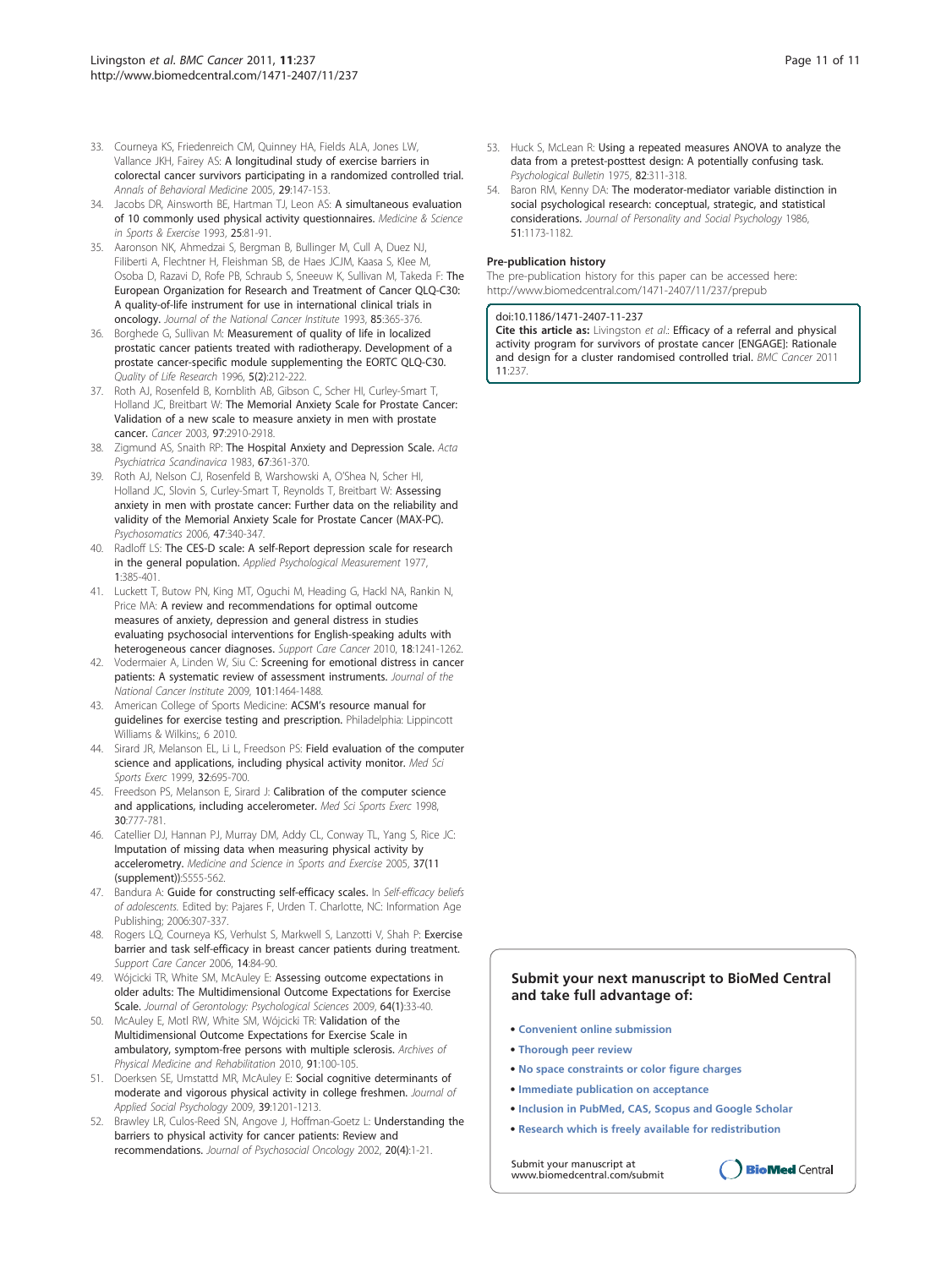33. Courneya KS, Friedenreich CM, Quinney HA, Fields ALA, Jones LW, Vallance JKH, Fairey AS: **A longitudinal study of exercise barriers in colorectal cancer survivors participating in a randomized controlled trial.** *Annals of Behavioral Medicine* 2005, **29**:147-153.
34. Jacobs DR, Ainsworth BE, Hartman TJ, Leon AS: **A simultaneous evaluation of 10 commonly used physical activity questionnaires.** *Medicine & Science in Sports & Exercise* 1993, **25**:81-91.
35. Aaronson NK, Ahmedzai S, Bergman B, Bullinger M, Cull A, Duez NJ, Filiberti A, Flechtner H, Fleishman SB, de Haes JCJM, Kaasa S, Klee M, Osoba D, Razavi D, Rofe PB, Schraub S, Sneeuw K, Sullivan M, Takeda F: **The European Organization for Research and Treatment of Cancer QLQ-C30: A quality-of-life instrument for use in international clinical trials in oncology.** *Journal of the National Cancer Institute* 1993, **85**:365-376.
36. Borghede G, Sullivan M: **Measurement of quality of life in localized prostatic cancer patients treated with radiotherapy. Development of a prostate cancer-specific module supplementing the EORTC QLQ-C30.** *Quality of Life Research* 1996, **5(2)**:212-222.
37. Roth AJ, Rosenfeld B, Kornblith AB, Gibson C, Scher HI, Curley-Smart T, Holland JC, Breitbart W: **The Memorial Anxiety Scale for Prostate Cancer: Validation of a new scale to measure anxiety in men with prostate cancer.** *Cancer* 2003, **97**:2910-2918.
38. Zigmund AS, Snaith RP: **The Hospital Anxiety and Depression Scale.** *Acta Psychiatrica Scandinavica* 1983, **67**:361-370.
39. Roth AJ, Nelson CJ, Rosenfeld B, Warshowski A, O'Shea N, Scher HI, Holland JC, Slovin S, Curley-Smart T, Reynolds T, Breitbart W: **Assessing anxiety in men with prostate cancer: Further data on the reliability and validity of the Memorial Anxiety Scale for Prostate Cancer (MAX-PC).** *Psychosomatics* 2006, **47**:340-347.
40. Radloff LS: **The CES-D scale: A self-Report depression scale for research in the general population.** *Applied Psychological Measurement* 1977, **1**:385-401.
41. Luckett T, Butow PN, King MT, Oguchi M, Heading G, Hackl NA, Rankin N, Price MA: **A review and recommendations for optimal outcome measures of anxiety, depression and general distress in studies evaluating psychosocial interventions for English-speaking adults with heterogeneous cancer diagnoses.** *Support Care Cancer* 2010, **18**:1241-1262.
42. Vodermaier A, Linden W, Siu C: **Screening for emotional distress in cancer patients: A systematic review of assessment instruments.** *Journal of the National Cancer Institute* 2009, **101**:1464-1488.
43. American College of Sports Medicine: **ACSM's resource manual for guidelines for exercise testing and prescription.** Philadelphia: Lippincott Williams & Wilkins;, 6 2010.
44. Sirard JR, Melanson EL, Li L, Freedson PS: **Field evaluation of the computer science and applications, including physical activity monitor.** *Med Sci Sports Exerc* 1999, **32**:695-700.
45. Freedson PS, Melanson E, Sirard J: **Calibration of the computer science and applications, including accelerometer.** *Med Sci Sports Exerc* 1998, **30**:777-781.
46. Catellier DJ, Hannan PJ, Murray DM, Addy CL, Conway TL, Yang S, Rice JC: **Imputation of missing data when measuring physical activity by accelerometry.** *Medicine and Science in Sports and Exercise* 2005, **37(11 (supplement))**:S555-562.
47. Bandura A: **Guide for constructing self-efficacy scales.** In *Self-efficacy beliefs of adolescents.* Edited by: Pajares F, Urden T. Charlotte, NC: Information Age Publishing; 2006:307-337.
48. Rogers LQ, Courneya KS, Verhulst S, Markwell S, Lanzotti V, Shah P: **Exercise barrier and task self-efficacy in breast cancer patients during treatment.** *Support Care Cancer* 2006, **14**:84-90.
49. Wójcicki TR, White SM, McAuley E: **Assessing outcome expectations in older adults: The Multidimensional Outcome Expectations for Exercise Scale.** *Journal of Gerontology: Psychological Sciences* 2009, **64(1)**:33-40.
50. McAuley E, Motl RW, White SM, Wójcicki TR: **Validation of the Multidimensional Outcome Expectations for Exercise Scale in ambulatory, symptom-free persons with multiple sclerosis.** *Archives of Physical Medicine and Rehabilitation* 2010, **91**:100-105.
51. Doerksen SE, Umstattd MR, McAuley E: **Social cognitive determinants of moderate and vigorous physical activity in college freshmen.** *Journal of Applied Social Psychology* 2009, **39**:1201-1213.
52. Brawley LR, Culos-Reed SN, Angove J, Hoffman-Goetz L: **Understanding the barriers to physical activity for cancer patients: Review and recommendations.** *Journal of Psychosocial Oncology* 2002, **20(4)**:1-21.
53. Huck S, McLean R: **Using a repeated measures ANOVA to analyze the data from a pretest-posttest design: A potentially confusing task.** *Psychological Bulletin* 1975, **82**:311-318.
54. Baron RM, Kenny DA: **The moderator-mediator variable distinction in social psychological research: conceptual, strategic, and statistical considerations.** *Journal of Personality and Social Psychology* 1986, **51**:1173-1182.

## Pre-publication history

The pre-publication history for this paper can be accessed here:
http://www.biomedcentral.com/1471-2407/11/237/prepub

doi:10.1186/1471-2407-11-237

**Cite this article as:** Livingston *et al.*: Efficacy of a referral and physical activity program for survivors of prostate cancer [ENGAGE]: Rationale and design for a cluster randomised controlled trial. *BMC Cancer* 2011 **11**:237.

**Submit your next manuscript to BioMed Central and take full advantage of:**

- Convenient online submission
- Thorough peer review
- No space constraints or color figure charges
- Immediate publication on acceptance
- Inclusion in PubMed, CAS, Scopus and Google Scholar
- Research which is freely available for redistribution

Submit your manuscript at
www.biomedcentral.com/submit

BioMed Central